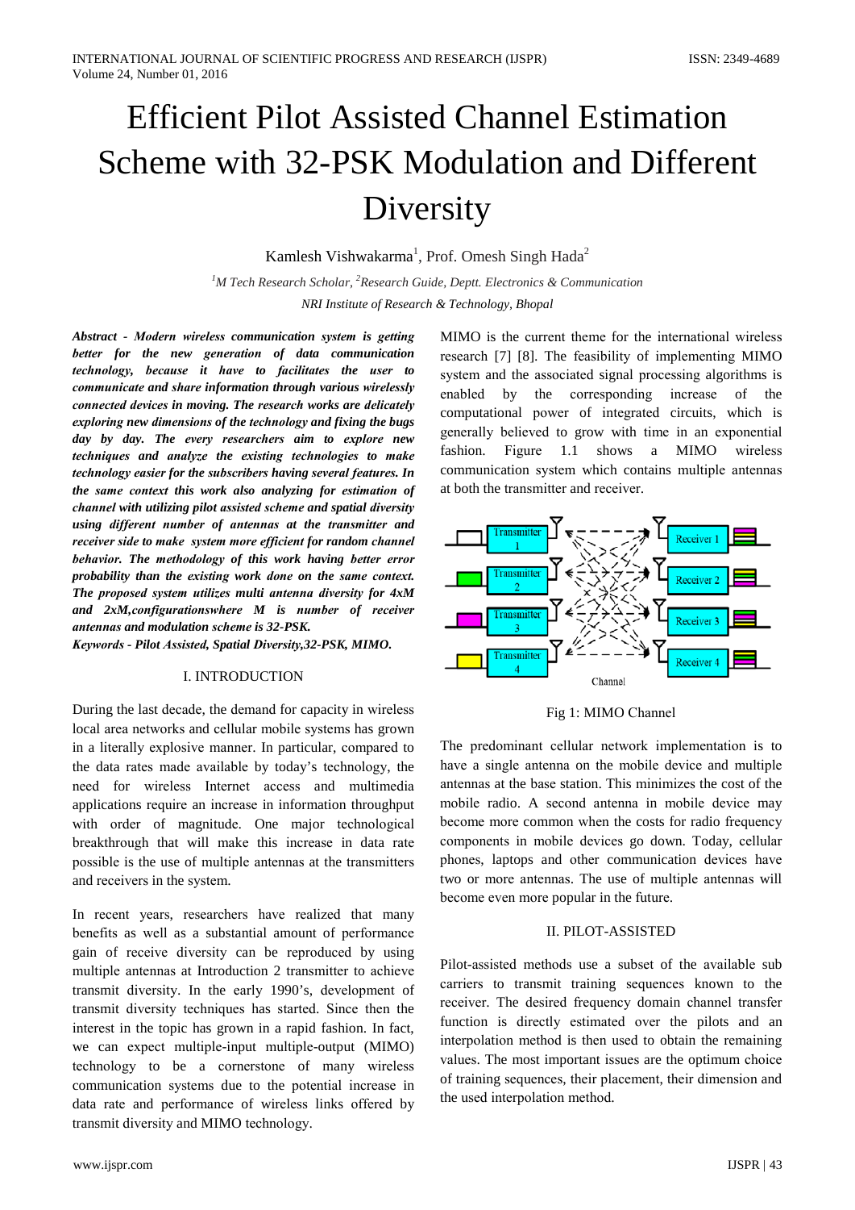# Efficient Pilot Assisted Channel Estimation Scheme with 32-PSK Modulation and Different Diversity

Kamlesh Vishwakarma[1], Prof. Omesh Singh Hada[2]

[1]*M Tech Research Scholar,* [2]*Research Guide, Deptt. Electronics & Communication*

*NRI Institute of Research & Technology, Bhopal*

***Abstract - Modern wireless communication system is getting better for the new generation of data communication technology, because it have to facilitates the user to communicate and share information through various wirelessly connected devices in moving. The research works are delicately exploring new dimensions of the technology and fixing the bugs day by day. The every researchers aim to explore new techniques and analyze the existing technologies to make technology easier for the subscribers having several features. In the same context this work also analyzing for estimation of channel with utilizing pilot assisted scheme and spatial diversity using different number of antennas at the transmitter and receiver side to make system more efficient for random channel behavior. The methodology of this work having better error probability than the existing work done on the same context. The proposed system utilizes multi antenna diversity for 4xM and 2xM,configurationswhere M is number of receiver antennas and modulation scheme is 32-PSK.***

***Keywords - Pilot Assisted, Spatial Diversity,32-PSK, MIMO.***

## I. INTRODUCTION

During the last decade, the demand for capacity in wireless local area networks and cellular mobile systems has grown in a literally explosive manner. In particular, compared to the data rates made available by today's technology, the need for wireless Internet access and multimedia applications require an increase in information throughput with order of magnitude. One major technological breakthrough that will make this increase in data rate possible is the use of multiple antennas at the transmitters and receivers in the system.

In recent years, researchers have realized that many benefits as well as a substantial amount of performance gain of receive diversity can be reproduced by using multiple antennas at Introduction 2 transmitter to achieve transmit diversity. In the early 1990's, development of transmit diversity techniques has started. Since then the interest in the topic has grown in a rapid fashion. In fact, we can expect multiple-input multiple-output (MIMO) technology to be a cornerstone of many wireless communication systems due to the potential increase in data rate and performance of wireless links offered by transmit diversity and MIMO technology.

MIMO is the current theme for the international wireless research [7] [8]. The feasibility of implementing MIMO system and the associated signal processing algorithms is enabled by the corresponding increase of the computational power of integrated circuits, which is generally believed to grow with time in an exponential fashion. Figure 1.1 shows a MIMO wireless communication system which contains multiple antennas at both the transmitter and receiver.

Fig 1: MIMO Channel

The predominant cellular network implementation is to have a single antenna on the mobile device and multiple antennas at the base station. This minimizes the cost of the mobile radio. A second antenna in mobile device may become more common when the costs for radio frequency components in mobile devices go down. Today, cellular phones, laptops and other communication devices have two or more antennas. The use of multiple antennas will become even more popular in the future.

## II. PILOT-ASSISTED

Pilot-assisted methods use a subset of the available sub carriers to transmit training sequences known to the receiver. The desired frequency domain channel transfer function is directly estimated over the pilots and an interpolation method is then used to obtain the remaining values. The most important issues are the optimum choice of training sequences, their placement, their dimension and the used interpolation method.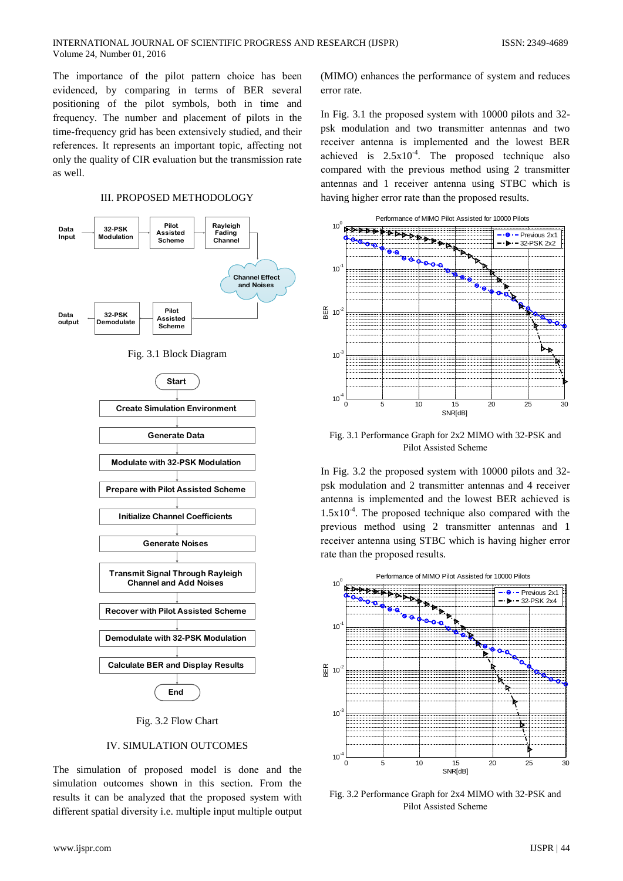The importance of the pilot pattern choice has been evidenced, by comparing in terms of BER several positioning of the pilot symbols, both in time and frequency. The number and placement of pilots in the time-frequency grid has been extensively studied, and their references. It represents an important topic, affecting not only the quality of CIR evaluation but the transmission rate as well.

## III. PROPOSED METHODOLOGY

Fig. 3.1 Block Diagram

Fig. 3.2 Flow Chart

## IV. SIMULATION OUTCOMES

The simulation of proposed model is done and the simulation outcomes shown in this section. From the results it can be analyzed that the proposed system with different spatial diversity i.e. multiple input multiple output (MIMO) enhances the performance of system and reduces error rate.

In Fig. 3.1 the proposed system with 10000 pilots and 32-psk modulation and two transmitter antennas and two receiver antenna is implemented and the lowest BER achieved is $2.5x10^{-4}$. The proposed technique also compared with the previous method using 2 transmitter antennas and 1 receiver antenna using STBC which is having higher error rate than the proposed results.

Fig. 3.1 Performance Graph for 2x2 MIMO with 32-PSK and Pilot Assisted Scheme

In Fig. 3.2 the proposed system with 10000 pilots and 32-psk modulation and 2 transmitter antennas and 4 receiver antenna is implemented and the lowest BER achieved is $1.5x10^{-4}$. The proposed technique also compared with the previous method using 2 transmitter antennas and 1 receiver antenna using STBC which is having higher error rate than the proposed results.

Fig. 3.2 Performance Graph for 2x4 MIMO with 32-PSK and Pilot Assisted Scheme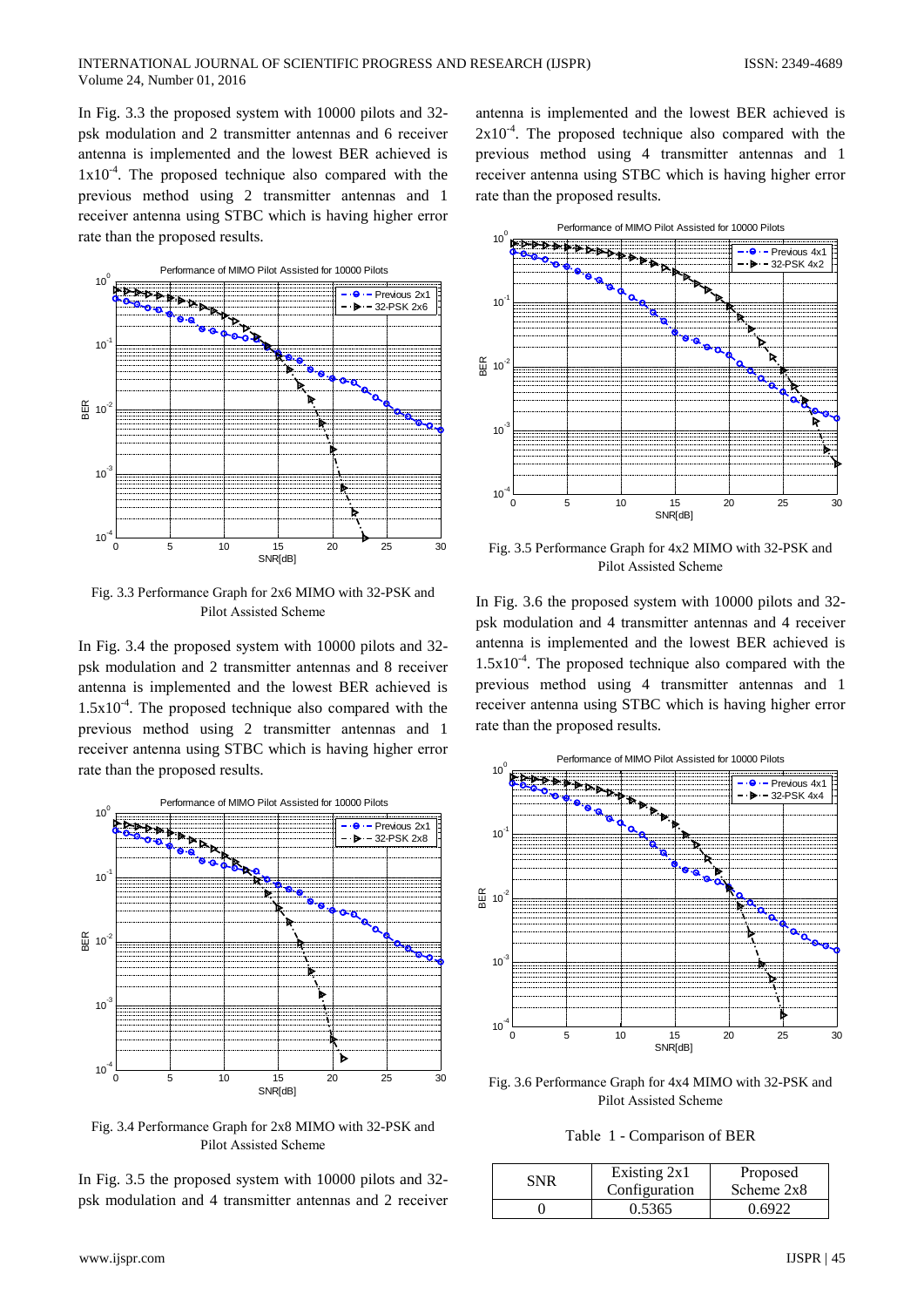In Fig. 3.3 the proposed system with 10000 pilots and 32-psk modulation and 2 transmitter antennas and 6 receiver antenna is implemented and the lowest BER achieved is $1x10^{-4}$. The proposed technique also compared with the previous method using 2 transmitter antennas and 1 receiver antenna using STBC which is having higher error rate than the proposed results.

Fig. 3.3 Performance Graph for 2x6 MIMO with 32-PSK and Pilot Assisted Scheme

In Fig. 3.4 the proposed system with 10000 pilots and 32-psk modulation and 2 transmitter antennas and 8 receiver antenna is implemented and the lowest BER achieved is $1.5x10^{-4}$. The proposed technique also compared with the previous method using 2 transmitter antennas and 1 receiver antenna using STBC which is having higher error rate than the proposed results.

Fig. 3.4 Performance Graph for 2x8 MIMO with 32-PSK and Pilot Assisted Scheme

In Fig. 3.5 the proposed system with 10000 pilots and 32-psk modulation and 4 transmitter antennas and 2 receiver antenna is implemented and the lowest BER achieved is $2x10^{-4}$. The proposed technique also compared with the previous method using 4 transmitter antennas and 1 receiver antenna using STBC which is having higher error rate than the proposed results.

Fig. 3.5 Performance Graph for 4x2 MIMO with 32-PSK and Pilot Assisted Scheme

In Fig. 3.6 the proposed system with 10000 pilots and 32-psk modulation and 4 transmitter antennas and 4 receiver antenna is implemented and the lowest BER achieved is $1.5x10^{-4}$. The proposed technique also compared with the previous method using 4 transmitter antennas and 1 receiver antenna using STBC which is having higher error rate than the proposed results.

Fig. 3.6 Performance Graph for 4x4 MIMO with 32-PSK and Pilot Assisted Scheme

Table 1 - Comparison of BER

| SNR | Existing 2x1 Configuration | Proposed Scheme 2x8 |
|---|---|---|
| 0 | 0.5365 | 0.6922 |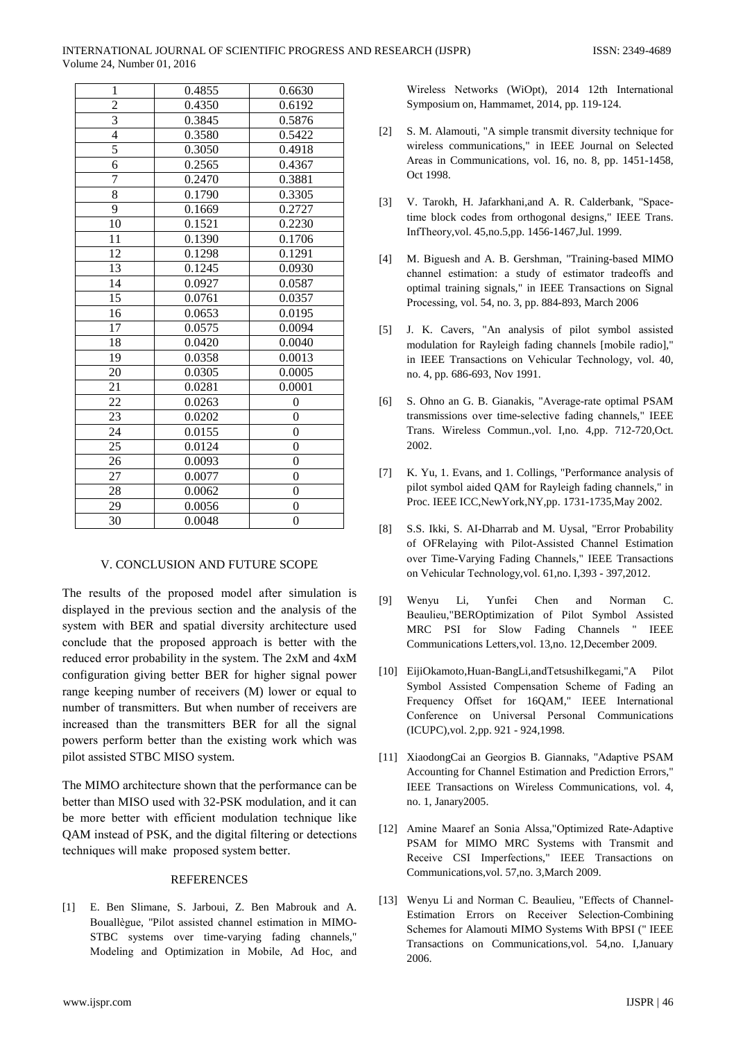| 1 | 0.4855 | 0.6630 |
|---|---|---|
| 2 | 0.4350 | 0.6192 |
| 3 | 0.3845 | 0.5876 |
| 4 | 0.3580 | 0.5422 |
| 5 | 0.3050 | 0.4918 |
| 6 | 0.2565 | 0.4367 |
| 7 | 0.2470 | 0.3881 |
| 8 | 0.1790 | 0.3305 |
| 9 | 0.1669 | 0.2727 |
| 10 | 0.1521 | 0.2230 |
| 11 | 0.1390 | 0.1706 |
| 12 | 0.1298 | 0.1291 |
| 13 | 0.1245 | 0.0930 |
| 14 | 0.0927 | 0.0587 |
| 15 | 0.0761 | 0.0357 |
| 16 | 0.0653 | 0.0195 |
| 17 | 0.0575 | 0.0094 |
| 18 | 0.0420 | 0.0040 |
| 19 | 0.0358 | 0.0013 |
| 20 | 0.0305 | 0.0005 |
| 21 | 0.0281 | 0.0001 |
| 22 | 0.0263 | 0 |
| 23 | 0.0202 | 0 |
| 24 | 0.0155 | 0 |
| 25 | 0.0124 | 0 |
| 26 | 0.0093 | 0 |
| 27 | 0.0077 | 0 |
| 28 | 0.0062 | 0 |
| 29 | 0.0056 | 0 |
| 30 | 0.0048 | 0 |

## V. CONCLUSION AND FUTURE SCOPE

The results of the proposed model after simulation is displayed in the previous section and the analysis of the system with BER and spatial diversity architecture used conclude that the proposed approach is better with the reduced error probability in the system. The 2xM and 4xM configuration giving better BER for higher signal power range keeping number of receivers (M) lower or equal to number of transmitters. But when number of receivers are increased than the transmitters BER for all the signal powers perform better than the existing work which was pilot assisted STBC MISO system.

The MIMO architecture shown that the performance can be better than MISO used with 32-PSK modulation, and it can be more better with efficient modulation technique like QAM instead of PSK, and the digital filtering or detections techniques will make proposed system better.

## REFERENCES

[1] E. Ben Slimane, S. Jarboui, Z. Ben Mabrouk and A. Bouallègue, "Pilot assisted channel estimation in MIMO-STBC systems over time-varying fading channels," Modeling and Optimization in Mobile, Ad Hoc, and Wireless Networks (WiOpt), 2014 12th International Symposium on, Hammamet, 2014, pp. 119-124.

[2] S. M. Alamouti, "A simple transmit diversity technique for wireless communications," in IEEE Journal on Selected Areas in Communications, vol. 16, no. 8, pp. 1451-1458, Oct 1998.

[3] V. Tarokh, H. Jafarkhani,and A. R. Calderbank, "Space-time block codes from orthogonal designs," IEEE Trans. InfTheory,vol. 45,no.5,pp. 1456-1467,Jul. 1999.

[4] M. Biguesh and A. B. Gershman, "Training-based MIMO channel estimation: a study of estimator tradeoffs and optimal training signals," in IEEE Transactions on Signal Processing, vol. 54, no. 3, pp. 884-893, March 2006

[5] J. K. Cavers, "An analysis of pilot symbol assisted modulation for Rayleigh fading channels [mobile radio]," in IEEE Transactions on Vehicular Technology, vol. 40, no. 4, pp. 686-693, Nov 1991.

[6] S. Ohno an G. B. Gianakis, "Average-rate optimal PSAM transmissions over time-selective fading channels," IEEE Trans. Wireless Commun.,vol. I,no. 4,pp. 712-720,Oct. 2002.

[7] K. Yu, 1. Evans, and 1. Collings, "Performance analysis of pilot symbol aided QAM for Rayleigh fading channels," in Proc. IEEE ICC,NewYork,NY,pp. 1731-1735,May 2002.

[8] S.S. Ikki, S. AI-Dharrab and M. Uysal, "Error Probability of OFRelaying with Pilot-Assisted Channel Estimation over Time-Varying Fading Channels," IEEE Transactions on Vehicular Technology,vol. 61,no. I,393 - 397,2012.

[9] Wenyu Li, Yunfei Chen and Norman C. Beaulieu,"BEROptimization of Pilot Symbol Assisted MRC PSI for Slow Fading Channels " IEEE Communications Letters,vol. 13,no. 12,December 2009.

[10] EijiOkamoto,Huan-BangLi,andTetsushiIkegami,"A Pilot Symbol Assisted Compensation Scheme of Fading an Frequency Offset for 16QAM," IEEE International Conference on Universal Personal Communications (ICUPC),vol. 2,pp. 921 - 924,1998.

[11] XiaodongCai an Georgios B. Giannaks, "Adaptive PSAM Accounting for Channel Estimation and Prediction Errors," IEEE Transactions on Wireless Communications, vol. 4, no. 1, Janary2005.

[12] Amine Maaref an Sonia Alssa,"Optimized Rate-Adaptive PSAM for MIMO MRC Systems with Transmit and Receive CSI Imperfections," IEEE Transactions on Communications,vol. 57,no. 3,March 2009.

[13] Wenyu Li and Norman C. Beaulieu, "Effects of Channel-Estimation Errors on Receiver Selection-Combining Schemes for Alamouti MIMO Systems With BPSI (" IEEE Transactions on Communications,vol. 54,no. I,January 2006.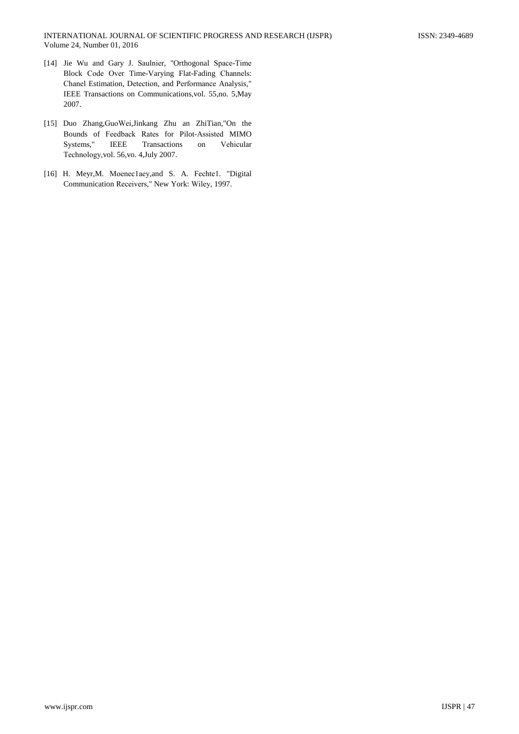[14] Jie Wu and Gary J. Saulnier, "Orthogonal Space-Time Block Code Over Time-Varying Flat-Fading Channels: Chanel Estimation, Detection, and Performance Analysis," IEEE Transactions on Communications,vol. 55,no. 5,May 2007.

[15] Duo Zhang,GuoWei,Jinkang Zhu an ZhiTian,"On the Bounds of Feedback Rates for Pilot-Assisted MIMO Systems," IEEE Transactions on Vehicular Technology,vol. 56,vo. 4,July 2007.

[16] H. Meyr,M. Moenec1aey,and S. A. Fechte1. "Digital Communication Receivers," New York: Wiley, 1997.